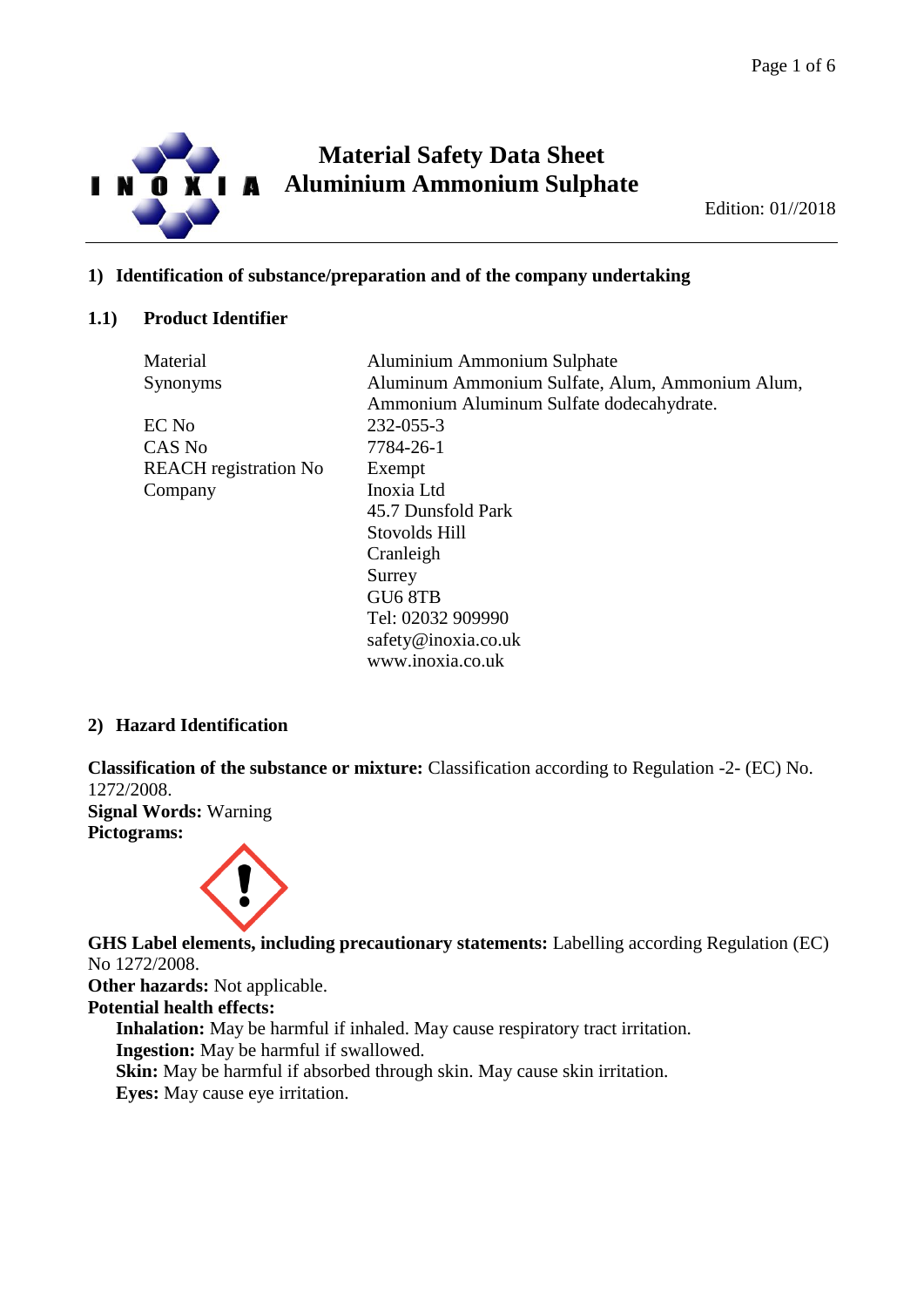# Material Safety Data Sheet
# Aluminium Ammonium Sulphate

Edition: 01//2018

## 1) Identification of substance/preparation and of the company undertaking

### 1.1) Product Identifier

| | |
|---|---|
| Material | Aluminium Ammonium Sulphate |
| Synonyms | Aluminum Ammonium Sulfate, Alum, Ammonium Alum, Ammonium Aluminum Sulfate dodecahydrate. |
| EC No | 232-055-3 |
| CAS No | 7784-26-1 |
| REACH registration No | Exempt |
| Company | Inoxia Ltd<br>45.7 Dunsfold Park<br>Stovolds Hill<br>Cranleigh<br>Surrey<br>GU6 8TB<br>Tel: 02032 909990<br>safety@inoxia.co.uk<br>www.inoxia.co.uk |

## 2) Hazard Identification

**Classification of the substance or mixture:** Classification according to Regulation -2- (EC) No. 1272/2008.
**Signal Words:** Warning
**Pictograms:**

**GHS Label elements, including precautionary statements:** Labelling according Regulation (EC) No 1272/2008.
**Other hazards:** Not applicable.
**Potential health effects:**

- **Inhalation:** May be harmful if inhaled. May cause respiratory tract irritation.
- **Ingestion:** May be harmful if swallowed.
- **Skin:** May be harmful if absorbed through skin. May cause skin irritation.
- **Eyes:** May cause eye irritation.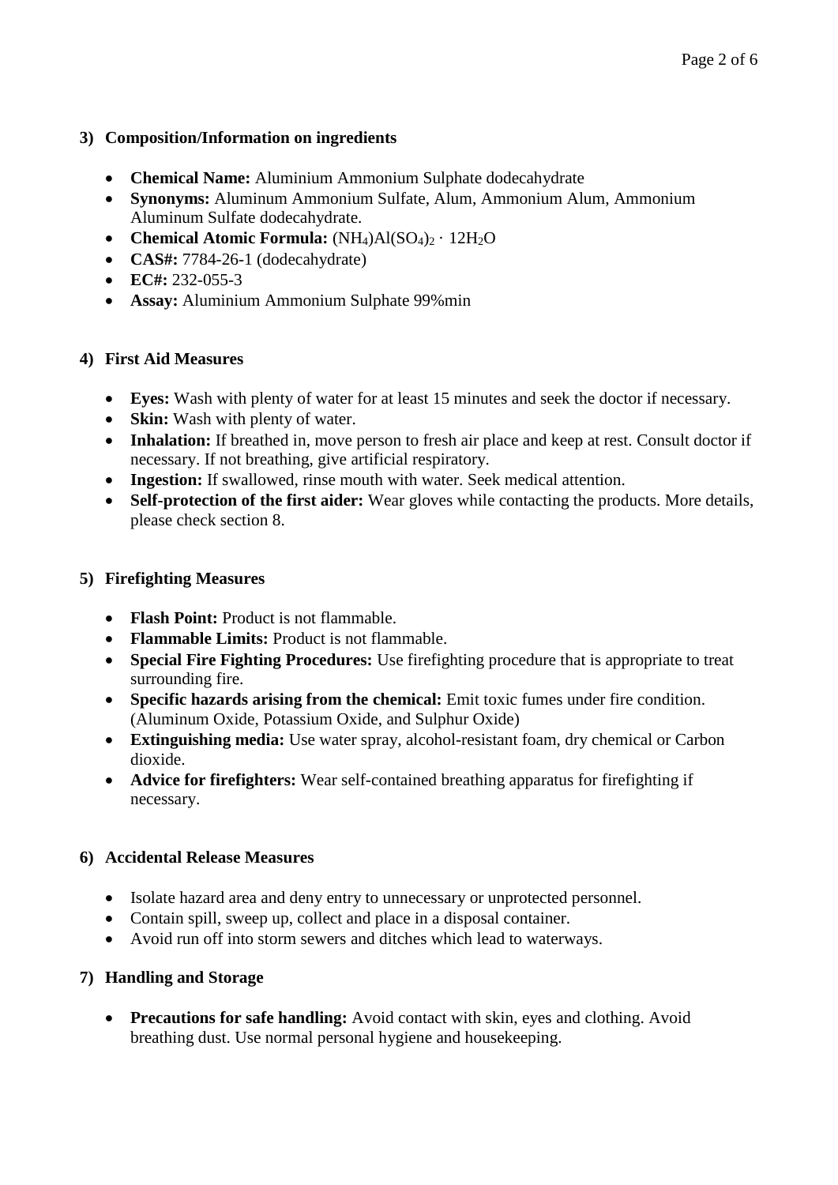## 3) Composition/Information on ingredients

- **Chemical Name:** Aluminium Ammonium Sulphate dodecahydrate
- **Synonyms:** Aluminum Ammonium Sulfate, Alum, Ammonium Alum, Ammonium Aluminum Sulfate dodecahydrate.
- **Chemical Atomic Formula:** $(NH_4)Al(SO_4)_2 \cdot 12H_2O$
- **CAS#:** 7784-26-1 (dodecahydrate)
- **EC#:** 232-055-3
- **Assay:** Aluminium Ammonium Sulphate 99%min

## 4) First Aid Measures

- **Eyes:** Wash with plenty of water for at least 15 minutes and seek the doctor if necessary.
- **Skin:** Wash with plenty of water.
- **Inhalation:** If breathed in, move person to fresh air place and keep at rest. Consult doctor if necessary. If not breathing, give artificial respiratory.
- **Ingestion:** If swallowed, rinse mouth with water. Seek medical attention.
- **Self-protection of the first aider:** Wear gloves while contacting the products. More details, please check section 8.

## 5) Firefighting Measures

- **Flash Point:** Product is not flammable.
- **Flammable Limits:** Product is not flammable.
- **Special Fire Fighting Procedures:** Use firefighting procedure that is appropriate to treat surrounding fire.
- **Specific hazards arising from the chemical:** Emit toxic fumes under fire condition. (Aluminum Oxide, Potassium Oxide, and Sulphur Oxide)
- **Extinguishing media:** Use water spray, alcohol-resistant foam, dry chemical or Carbon dioxide.
- **Advice for firefighters:** Wear self-contained breathing apparatus for firefighting if necessary.

## 6) Accidental Release Measures

- Isolate hazard area and deny entry to unnecessary or unprotected personnel.
- Contain spill, sweep up, collect and place in a disposal container.
- Avoid run off into storm sewers and ditches which lead to waterways.

## 7) Handling and Storage

- **Precautions for safe handling:** Avoid contact with skin, eyes and clothing. Avoid breathing dust. Use normal personal hygiene and housekeeping.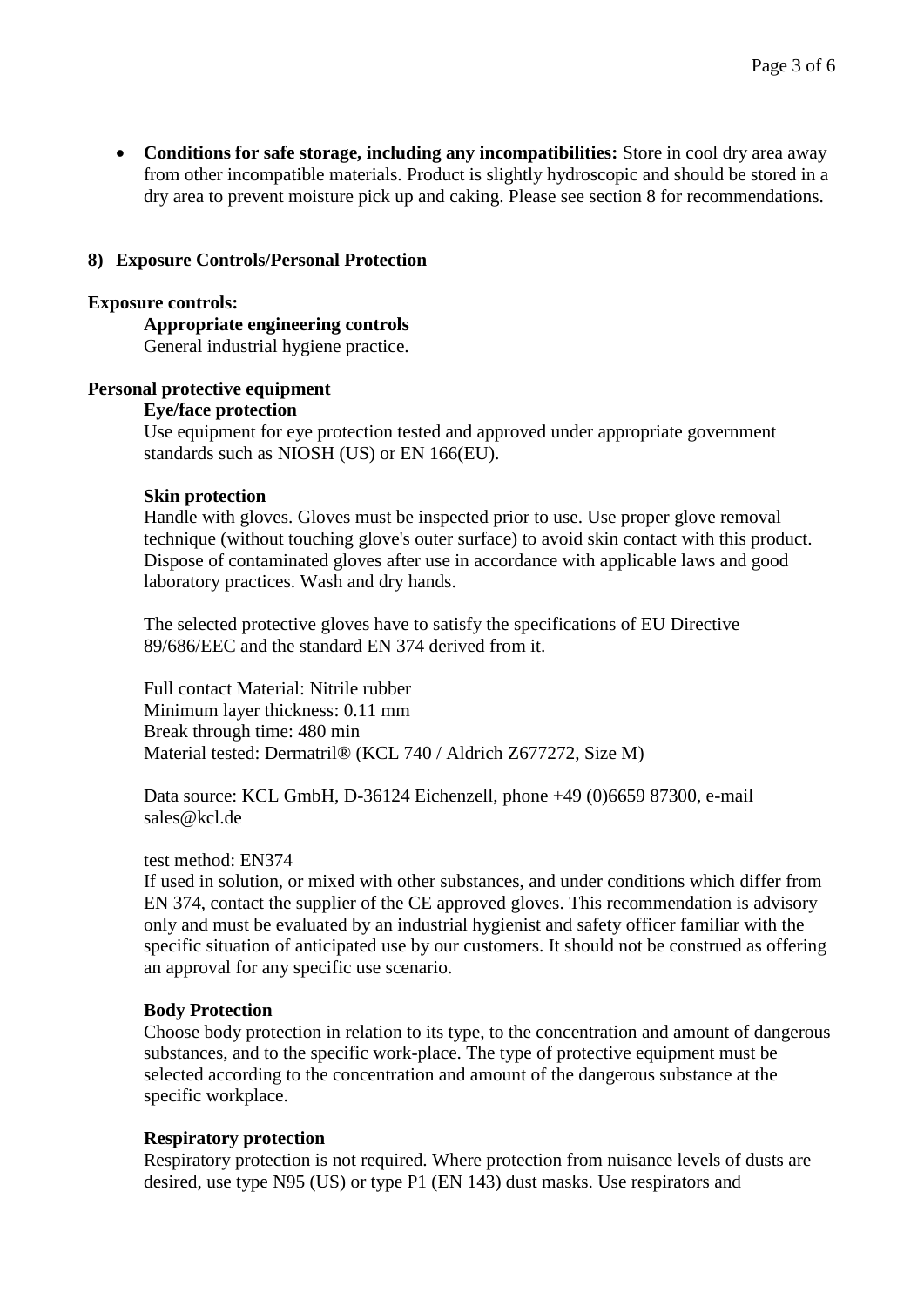- **Conditions for safe storage, including any incompatibilities:** Store in cool dry area away from other incompatible materials. Product is slightly hydroscopic and should be stored in a dry area to prevent moisture pick up and caking. Please see section 8 for recommendations.

## 8) Exposure Controls/Personal Protection

**Exposure controls:**

**Appropriate engineering controls**

General industrial hygiene practice.

**Personal protective equipment**

**Eye/face protection**

Use equipment for eye protection tested and approved under appropriate government standards such as NIOSH (US) or EN 166(EU).

**Skin protection**

Handle with gloves. Gloves must be inspected prior to use. Use proper glove removal technique (without touching glove's outer surface) to avoid skin contact with this product. Dispose of contaminated gloves after use in accordance with applicable laws and good laboratory practices. Wash and dry hands.

The selected protective gloves have to satisfy the specifications of EU Directive 89/686/EEC and the standard EN 374 derived from it.

Full contact Material: Nitrile rubber
Minimum layer thickness: 0.11 mm
Break through time: 480 min
Material tested: Dermatril® (KCL 740 / Aldrich Z677272, Size M)

Data source: KCL GmbH, D-36124 Eichenzell, phone +49 (0)6659 87300, e-mail sales@kcl.de

test method: EN374
If used in solution, or mixed with other substances, and under conditions which differ from EN 374, contact the supplier of the CE approved gloves. This recommendation is advisory only and must be evaluated by an industrial hygienist and safety officer familiar with the specific situation of anticipated use by our customers. It should not be construed as offering an approval for any specific use scenario.

**Body Protection**

Choose body protection in relation to its type, to the concentration and amount of dangerous substances, and to the specific work-place. The type of protective equipment must be selected according to the concentration and amount of the dangerous substance at the specific workplace.

**Respiratory protection**

Respiratory protection is not required. Where protection from nuisance levels of dusts are desired, use type N95 (US) or type P1 (EN 143) dust masks. Use respirators and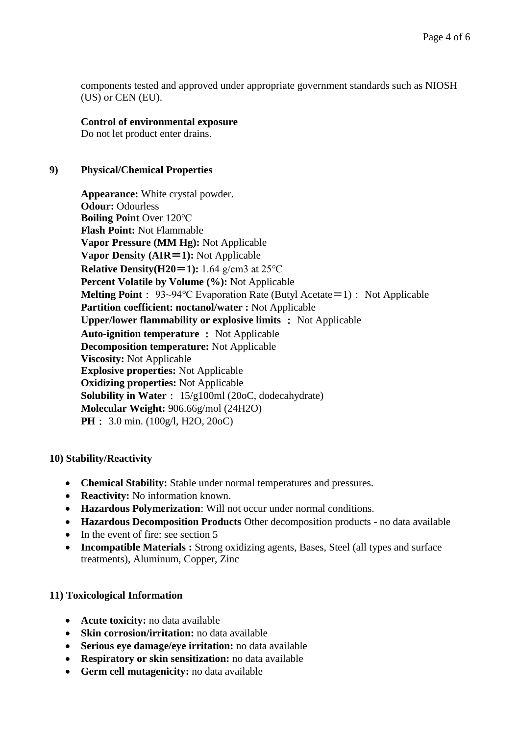components tested and approved under appropriate government standards such as NIOSH (US) or CEN (EU).

**Control of environmental exposure**
Do not let product enter drains.

## 9) Physical/Chemical Properties

**Appearance:** White crystal powder.
**Odour:** Odourless
**Boiling Point** Over 120℃
**Flash Point:** Not Flammable
**Vapor Pressure (MM Hg):** Not Applicable
**Vapor Density (AIR＝1):** Not Applicable
**Relative Density(H20＝1):** 1.64 g/cm3 at 25℃
**Percent Volatile by Volume (%):** Not Applicable
**Melting Point**： 93~94℃ Evaporation Rate (Butyl Acetate＝1)： Not Applicable
**Partition coefficient: noctanol/water :** Not Applicable
**Upper/lower flammability or explosive limits** ： Not Applicable
**Auto-ignition temperature** ： Not Applicable
**Decomposition temperature:** Not Applicable
**Viscosity:** Not Applicable
**Explosive properties:** Not Applicable
**Oxidizing properties:** Not Applicable
**Solubility in Water**： 15/g100ml (20oC, dodecahydrate)
**Molecular Weight:** 906.66g/mol (24H2O)
**PH**： 3.0 min. (100g/l, H2O, 20oC)

## 10) Stability/Reactivity

- **Chemical Stability:** Stable under normal temperatures and pressures.
- **Reactivity:** No information known.
- **Hazardous Polymerization**: Will not occur under normal conditions.
- **Hazardous Decomposition Products** Other decomposition products - no data available
- In the event of fire: see section 5
- **Incompatible Materials :** Strong oxidizing agents, Bases, Steel (all types and surface treatments), Aluminum, Copper, Zinc

## 11) Toxicological Information

- **Acute toxicity:** no data available
- **Skin corrosion/irritation:** no data available
- **Serious eye damage/eye irritation:** no data available
- **Respiratory or skin sensitization:** no data available
- **Germ cell mutagenicity:** no data available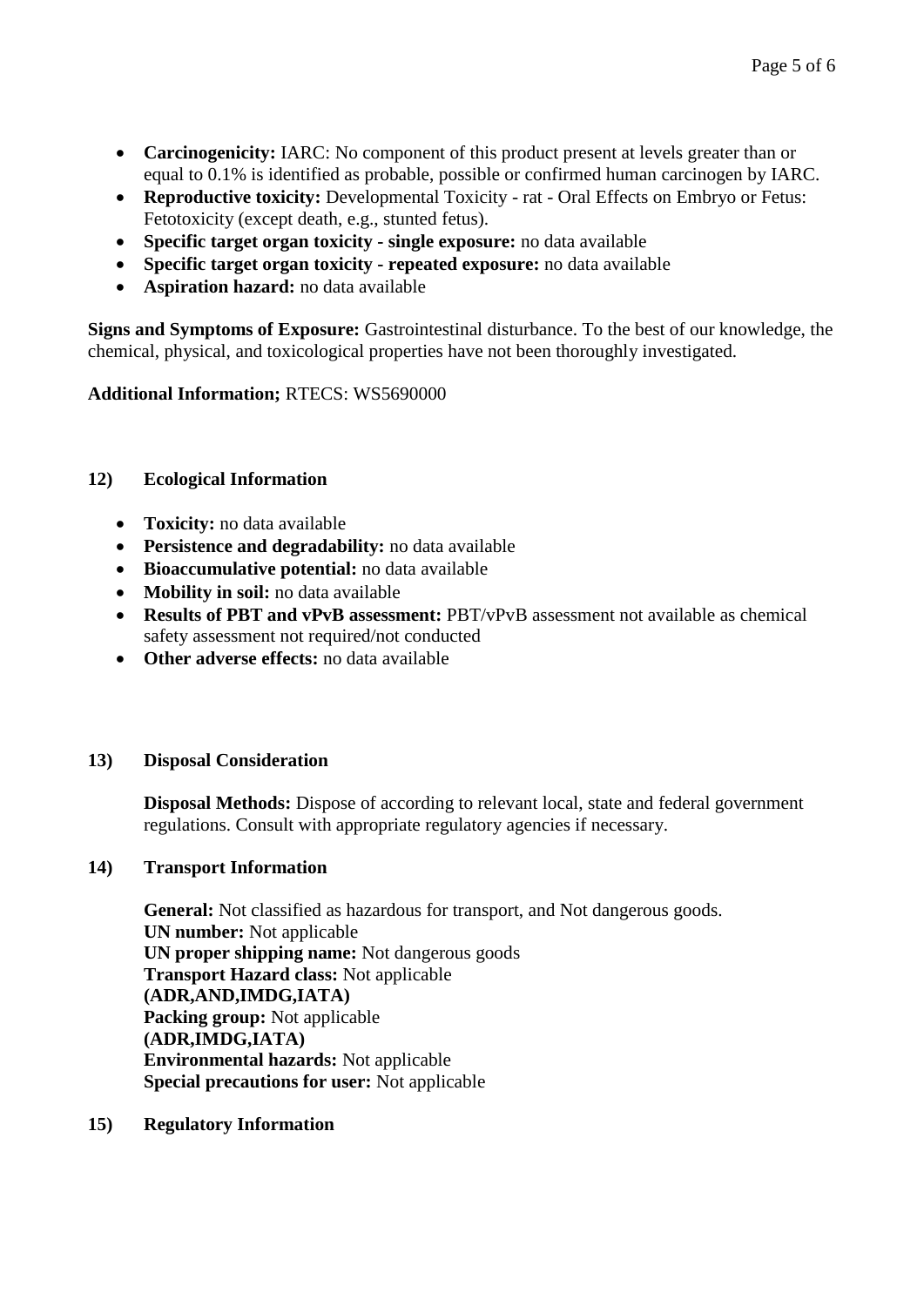- **Carcinogenicity:** IARC: No component of this product present at levels greater than or equal to 0.1% is identified as probable, possible or confirmed human carcinogen by IARC.
- **Reproductive toxicity:** Developmental Toxicity - rat - Oral Effects on Embryo or Fetus: Fetotoxicity (except death, e.g., stunted fetus).
- **Specific target organ toxicity - single exposure:** no data available
- **Specific target organ toxicity - repeated exposure:** no data available
- **Aspiration hazard:** no data available

**Signs and Symptoms of Exposure:** Gastrointestinal disturbance. To the best of our knowledge, the chemical, physical, and toxicological properties have not been thoroughly investigated.

**Additional Information;** RTECS: WS5690000

## 12) Ecological Information

- **Toxicity:** no data available
- **Persistence and degradability:** no data available
- **Bioaccumulative potential:** no data available
- **Mobility in soil:** no data available
- **Results of PBT and vPvB assessment:** PBT/vPvB assessment not available as chemical safety assessment not required/not conducted
- **Other adverse effects:** no data available

## 13) Disposal Consideration

**Disposal Methods:** Dispose of according to relevant local, state and federal government regulations. Consult with appropriate regulatory agencies if necessary.

## 14) Transport Information

**General:** Not classified as hazardous for transport, and Not dangerous goods.
**UN number:** Not applicable
**UN proper shipping name:** Not dangerous goods
**Transport Hazard class:** Not applicable
**(ADR,AND,IMDG,IATA)**
**Packing group:** Not applicable
**(ADR,IMDG,IATA)**
**Environmental hazards:** Not applicable
**Special precautions for user:** Not applicable

## 15) Regulatory Information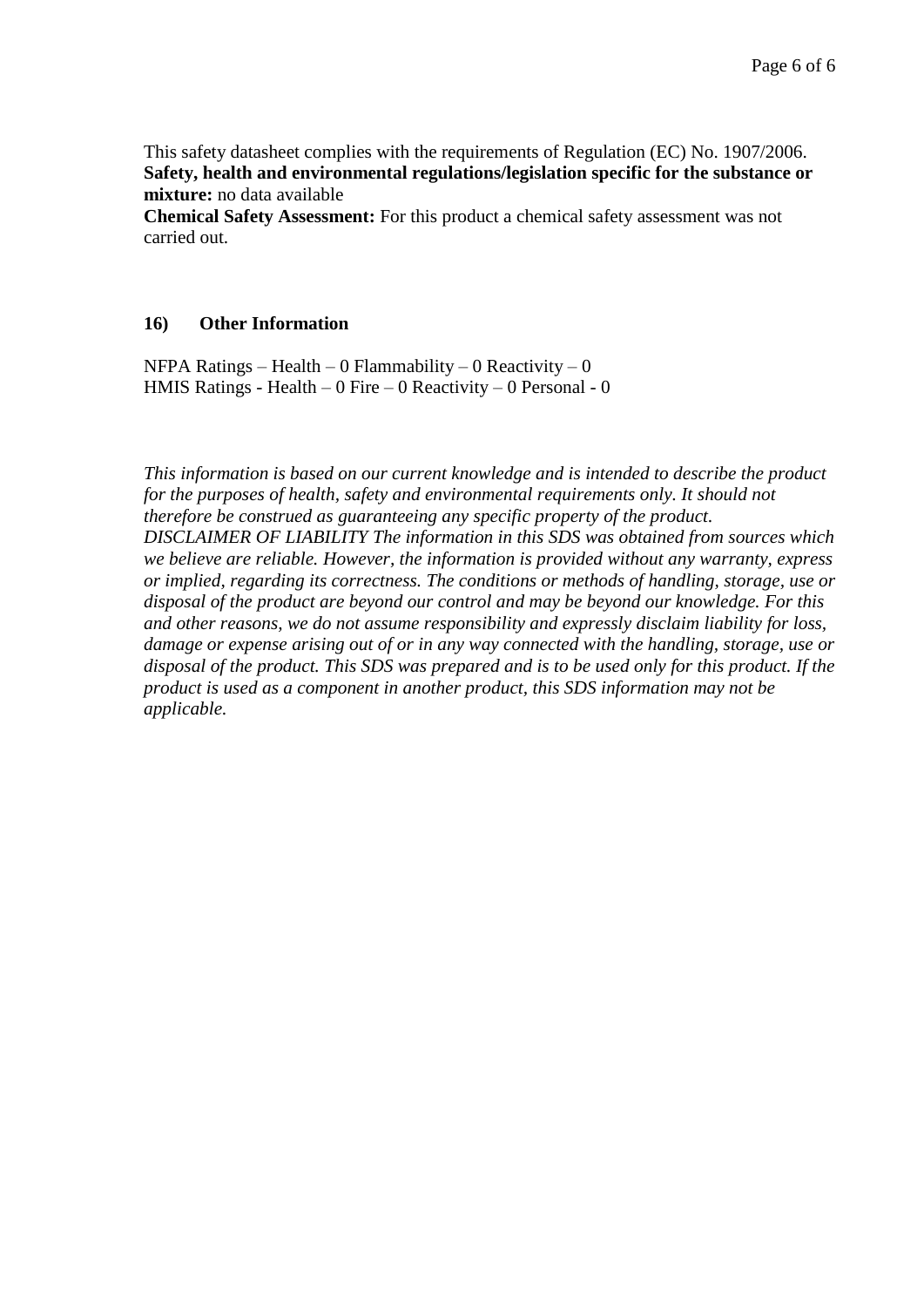This safety datasheet complies with the requirements of Regulation (EC) No. 1907/2006.
**Safety, health and environmental regulations/legislation specific for the substance or mixture:** no data available
**Chemical Safety Assessment:** For this product a chemical safety assessment was not carried out.

## 16) Other Information

NFPA Ratings – Health – 0 Flammability – 0 Reactivity – 0
HMIS Ratings - Health – 0 Fire – 0 Reactivity – 0 Personal - 0

*This information is based on our current knowledge and is intended to describe the product for the purposes of health, safety and environmental requirements only. It should not therefore be construed as guaranteeing any specific property of the product.*
*DISCLAIMER OF LIABILITY The information in this SDS was obtained from sources which we believe are reliable. However, the information is provided without any warranty, express or implied, regarding its correctness. The conditions or methods of handling, storage, use or disposal of the product are beyond our control and may be beyond our knowledge. For this and other reasons, we do not assume responsibility and expressly disclaim liability for loss, damage or expense arising out of or in any way connected with the handling, storage, use or disposal of the product. This SDS was prepared and is to be used only for this product. If the product is used as a component in another product, this SDS information may not be applicable.*